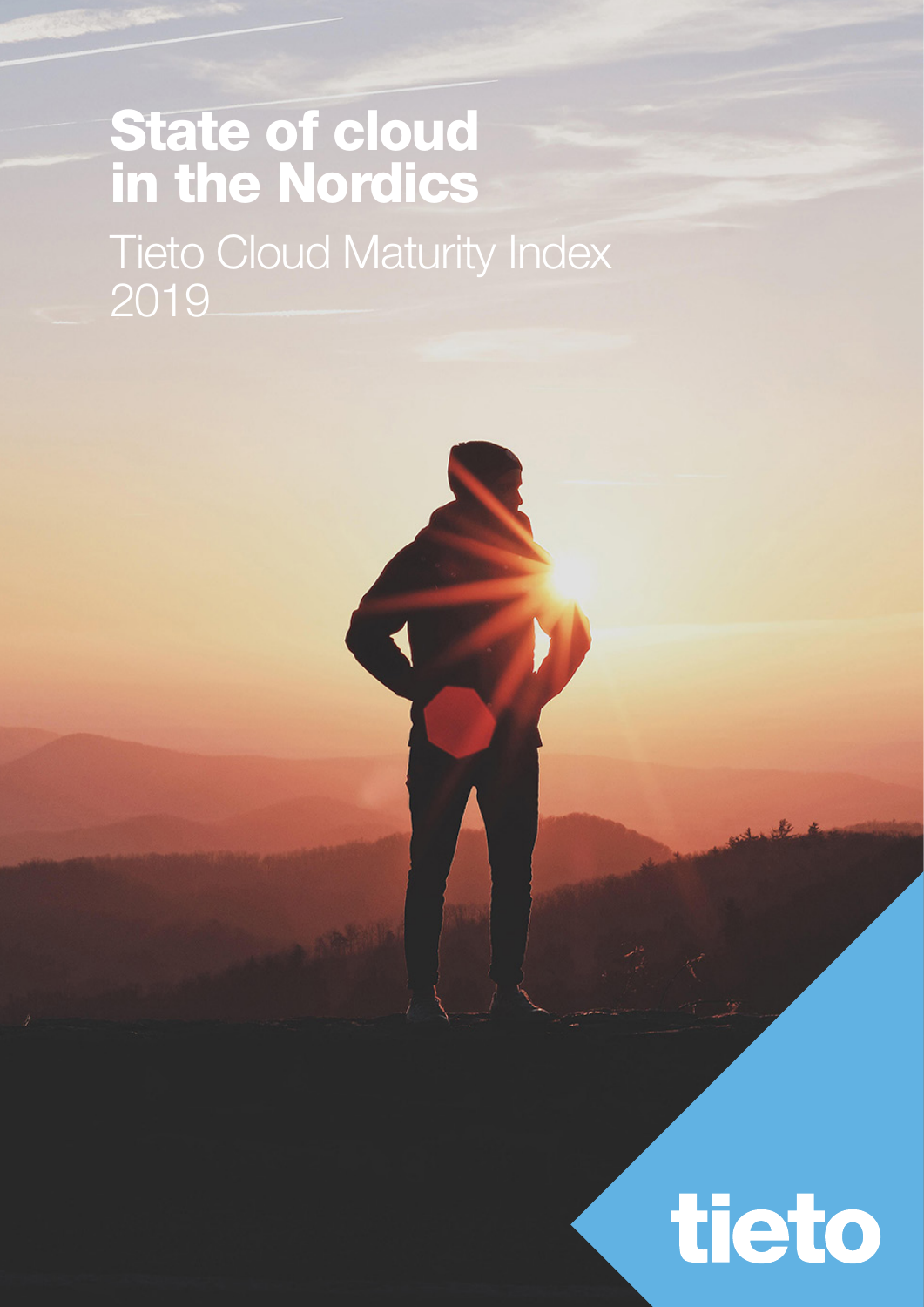# State of cloud in the Nordics

Tieto Cloud Maturity Index 2019

tieto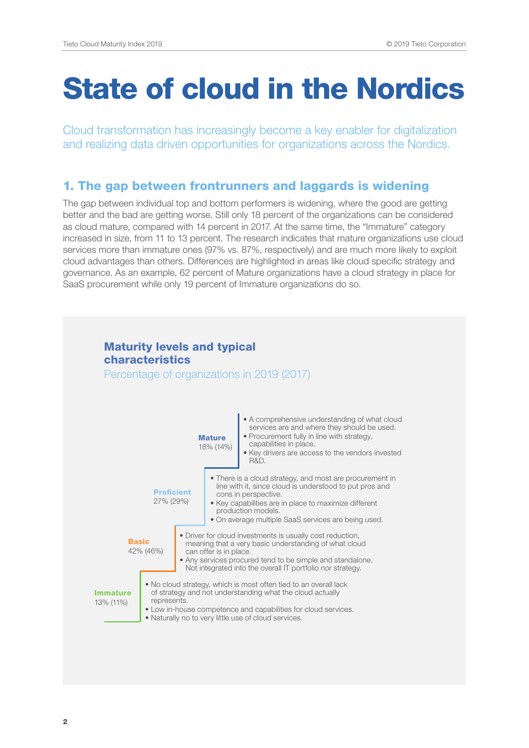# State of cloud in the Nordics

Cloud transformation has increasingly become a key enabler for digitalization and realizing data driven opportunities for organizations across the Nordics.

## 1. The gap between frontrunners and laggards is widening

The gap between individual top and bottom performers is widening, where the good are getting better and the bad are getting worse. Still only 18 percent of the organizations can be considered as cloud mature, compared with 14 percent in 2017. At the same time, the "Immature" category increased in size, from 11 to 13 percent. The research indicates that mature organizations use cloud services more than immature ones (97% vs. 87%, respectively) and are much more likely to exploit cloud advantages than others. Differences are highlighted in areas like cloud specific strategy and governance. As an example, 62 percent of Mature organizations have a cloud strategy in place for SaaS procurement while only 19 percent of Immature organizations do so.

### Maturity levels and typical characteristics

Percentage of organizations in 2019 (2017)

**Mature**
18% (14%)

- A comprehensive understanding of what cloud services are and where they should be used.
- Procurement fully in line with strategy, capabilities in place.
- Key drivers are access to the vendors invested R&D.

**Proficient**
27% (29%)

- There is a cloud strategy, and most are procurement in line with it, since cloud is understood to put pros and cons in perspective.
- Key capabilities are in place to maximize different production models.
- On average multiple SaaS services are being used.

**Basic**
42% (46%)

- Driver for cloud investments is usually cost reduction, meaning that a very basic understanding of what cloud can offer is in place.
- Any services procured tend to be simple and standalone. Not integrated into the overall IT portfolio nor strategy.

**Immature**
13% (11%)

- No cloud strategy, which is most often tied to an overall lack of strategy and not understanding what the cloud actually represents.
- Low in-house competence and capabilities for cloud services.
- Naturally no to very little use of cloud services.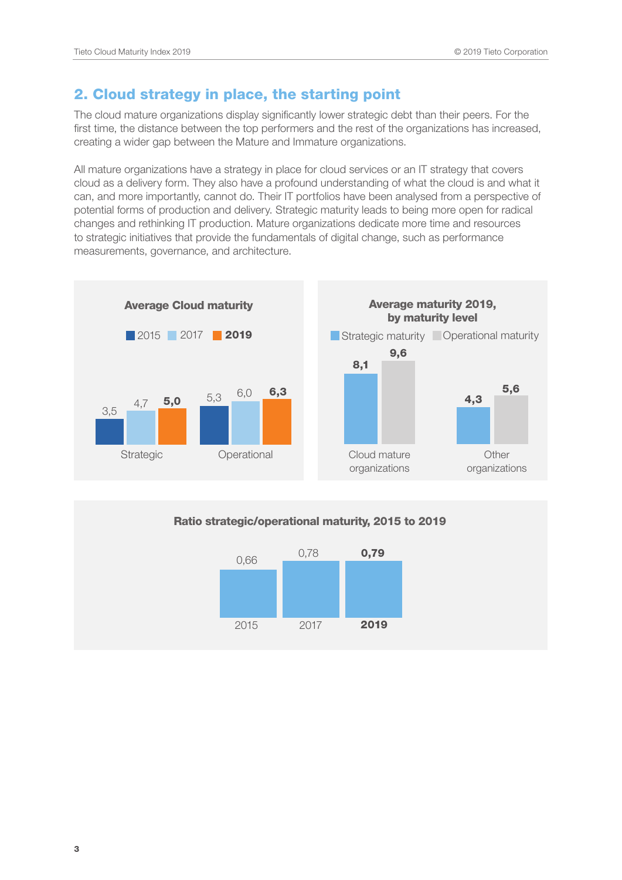## 2. Cloud strategy in place, the starting point

The cloud mature organizations display significantly lower strategic debt than their peers. For the first time, the distance between the top performers and the rest of the organizations has increased, creating a wider gap between the Mature and Immature organizations.

All mature organizations have a strategy in place for cloud services or an IT strategy that covers cloud as a delivery form. They also have a profound understanding of what the cloud is and what it can, and more importantly, cannot do. Their IT portfolios have been analysed from a perspective of potential forms of production and delivery. Strategic maturity leads to being more open for radical changes and rethinking IT production. Mature organizations dedicate more time and resources to strategic initiatives that provide the fundamentals of digital change, such as performance measurements, governance, and architecture.

**Average Cloud maturity**

| | 2015 | 2017 | **2019** |
|---|---|---|---|
| Strategic | 3,5 | 4,7 | **5,0** |
| Operational | 5,3 | 6,0 | **6,3** |

**Average maturity 2019, by maturity level**

| | Strategic maturity | Operational maturity |
|---|---|---|
| Cloud mature organizations | **8,1** | **9,6** |
| Other organizations | **4,3** | **5,6** |

**Ratio strategic/operational maturity, 2015 to 2019**

| 2015 | 2017 | **2019** |
|---|---|---|
| 0,66 | 0,78 | **0,79** |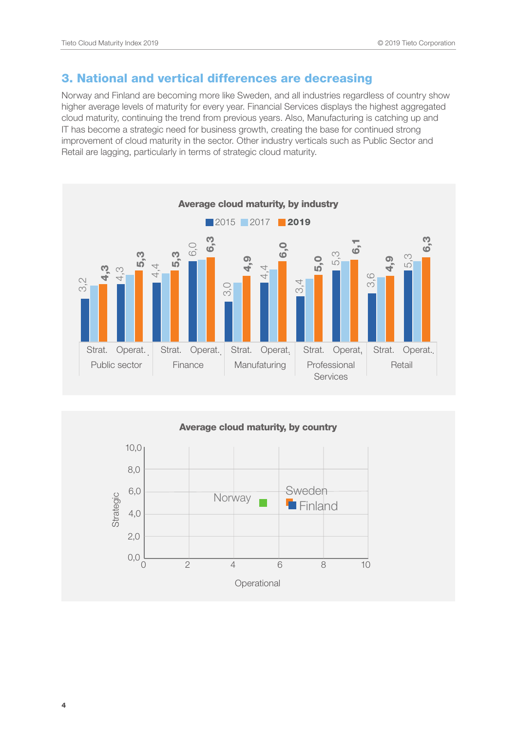## 3. National and vertical differences are decreasing

Norway and Finland are becoming more like Sweden, and all industries regardless of country show higher average levels of maturity for every year. Financial Services displays the highest aggregated cloud maturity, continuing the trend from previous years. Also, Manufacturing is catching up and IT has become a strategic need for business growth, creating the base for continued strong improvement of cloud maturity in the sector. Other industry verticals such as Public Sector and Retail are lagging, particularly in terms of strategic cloud maturity.

**Average cloud maturity, by industry**

| Industry | | 2015 | 2017 | 2019 |
|---|---|---|---|---|
| Public sector | Strat. | 3,2 | | 4,3 |
| Public sector | Operat. | 4,3 | | 5,3 |
| Finance | Strat. | 4,4 | | 5,3 |
| Finance | Operat. | 6,0 | | 6,3 |
| Manufaturing | Strat. | 3,0 | | 4,9 |
| Manufaturing | Operat. | 4,4 | | 6,0 |
| Professional Services | Strat. | 3,4 | | 5,0 |
| Professional Services | Operat. | 5,3 | | 6,1 |
| Retail | Strat. | 3,6 | | 4,9 |
| Retail | Operat. | 5,3 | | 6,3 |

**Average cloud maturity, by country**

Strategic (y-axis, 0,0–10,0) vs. Operational (x-axis, 0–10): Norway, Sweden, Finland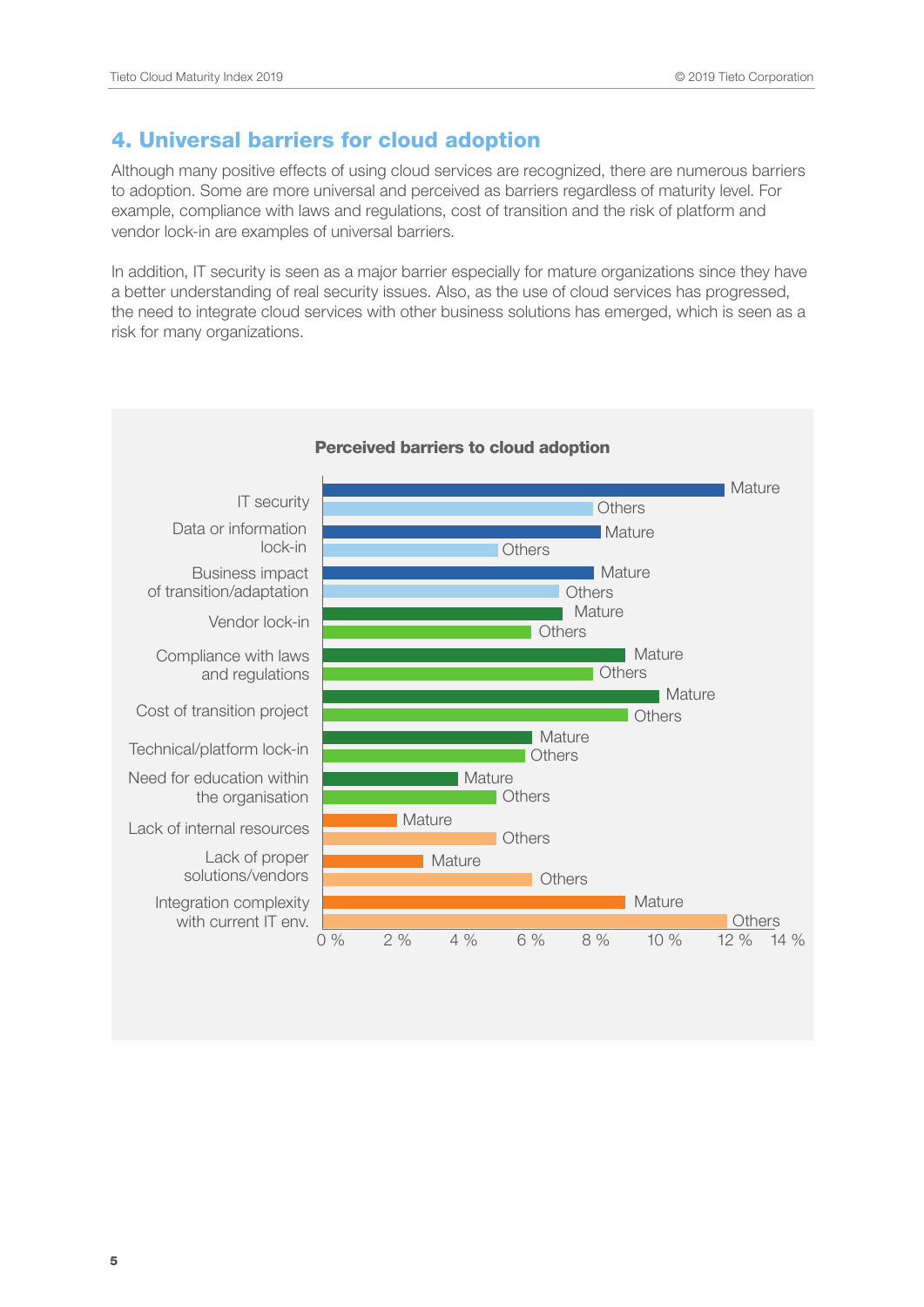## 4. Universal barriers for cloud adoption

Although many positive effects of using cloud services are recognized, there are numerous barriers to adoption. Some are more universal and perceived as barriers regardless of maturity level. For example, compliance with laws and regulations, cost of transition and the risk of platform and vendor lock-in are examples of universal barriers.

In addition, IT security is seen as a major barrier especially for mature organizations since they have a better understanding of real security issues. Also, as the use of cloud services has progressed, the need to integrate cloud services with other business solutions has emerged, which is seen as a risk for many organizations.

**Perceived barriers to cloud adoption**

IT security — Mature / Others

Data or information lock-in — Mature / Others

Business impact of transition/adaptation — Mature / Others

Vendor lock-in — Mature / Others

Compliance with laws and regulations — Mature / Others

Cost of transition project — Mature / Others

Technical/platform lock-in — Mature / Others

Need for education within the organisation — Mature / Others

Lack of internal resources — Mature / Others

Lack of proper solutions/vendors — Mature / Others

Integration complexity with current IT env. — Mature / Others

0 % 2 % 4 % 6 % 8 % 10 % 12 % 14 %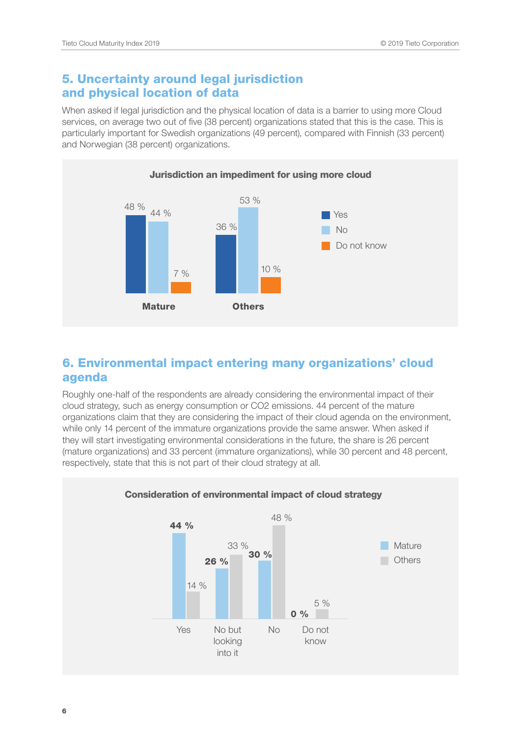## 5. Uncertainty around legal jurisdiction and physical location of data

When asked if legal jurisdiction and the physical location of data is a barrier to using more Cloud services, on average two out of five (38 percent) organizations stated that this is the case. This is particularly important for Swedish organizations (49 percent), compared with Finnish (33 percent) and Norwegian (38 percent) organizations.

**Jurisdiction an impediment for using more cloud**

| | Yes | No | Do not know |
|---|---|---|---|
| Mature | 48 % | 44 % | 7 % |
| Others | 36 % | 53 % | 10 % |

## 6. Environmental impact entering many organizations' cloud agenda

Roughly one-half of the respondents are already considering the environmental impact of their cloud strategy, such as energy consumption or $CO_2$ emissions. 44 percent of the mature organizations claim that they are considering the impact of their cloud agenda on the environment, while only 14 percent of the immature organizations provide the same answer. When asked if they will start investigating environmental considerations in the future, the share is 26 percent (mature organizations) and 33 percent (immature organizations), while 30 percent and 48 percent, respectively, state that this is not part of their cloud strategy at all.

**Consideration of environmental impact of cloud strategy**

| | Mature | Others |
|---|---|---|
| Yes | 44 % | 14 % |
| No but looking into it | 26 % | 33 % |
| No | 30 % | 48 % |
| Do not know | 0 % | 5 % |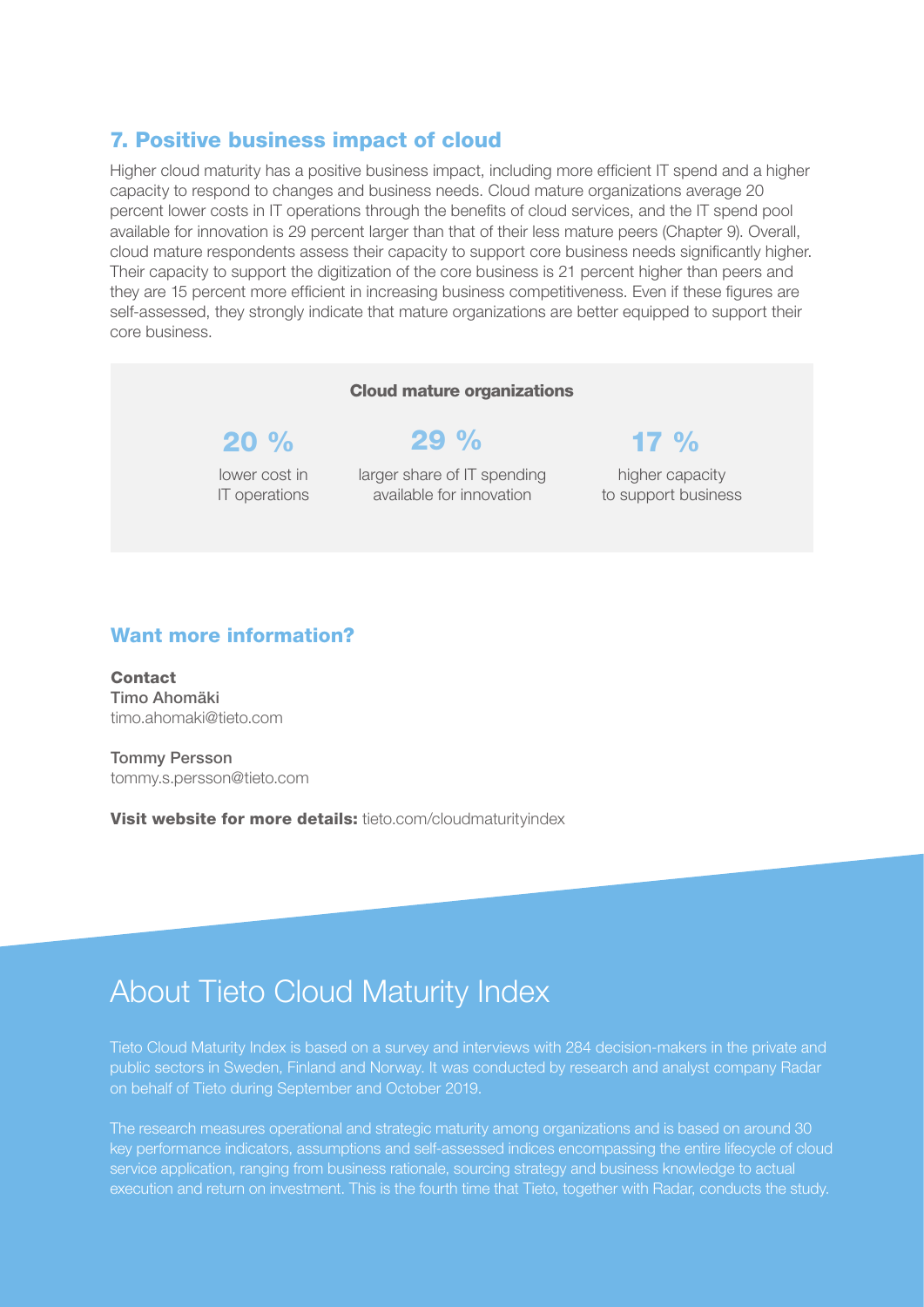## 7. Positive business impact of cloud

Higher cloud maturity has a positive business impact, including more efficient IT spend and a higher capacity to respond to changes and business needs. Cloud mature organizations average 20 percent lower costs in IT operations through the benefits of cloud services, and the IT spend pool available for innovation is 29 percent larger than that of their less mature peers (Chapter 9). Overall, cloud mature respondents assess their capacity to support core business needs significantly higher. Their capacity to support the digitization of the core business is 21 percent higher than peers and they are 15 percent more efficient in increasing business competitiveness. Even if these figures are self-assessed, they strongly indicate that mature organizations are better equipped to support their core business.

**Cloud mature organizations**

| 20 % | 29 % | 17 % |
|---|---|---|
| lower cost in IT operations | larger share of IT spending available for innovation | higher capacity to support business |

## Want more information?

**Contact**
Timo Ahomäki
timo.ahomaki@tieto.com

Tommy Persson
tommy.s.persson@tieto.com

**Visit website for more details:** tieto.com/cloudmaturityindex

# About Tieto Cloud Maturity Index

Tieto Cloud Maturity Index is based on a survey and interviews with 284 decision-makers in the private and public sectors in Sweden, Finland and Norway. It was conducted by research and analyst company Radar on behalf of Tieto during September and October 2019.

The research measures operational and strategic maturity among organizations and is based on around 30 key performance indicators, assumptions and self-assessed indices encompassing the entire lifecycle of cloud service application, ranging from business rationale, sourcing strategy and business knowledge to actual execution and return on investment. This is the fourth time that Tieto, together with Radar, conducts the study.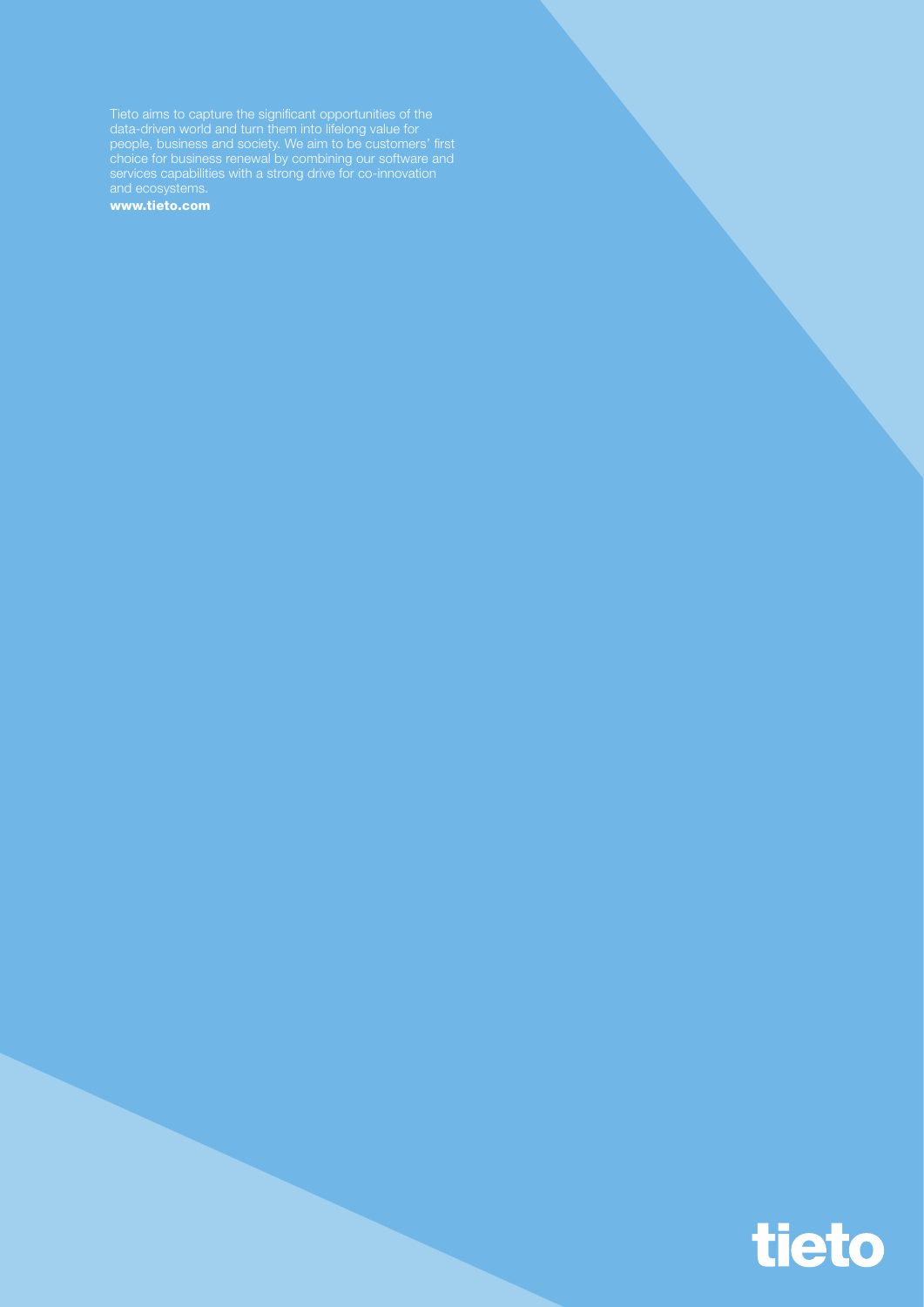Tieto aims to capture the significant opportunities of the data-driven world and turn them into lifelong value for people, business and society. We aim to be customers' first choice for business renewal by combining our software and services capabilities with a strong drive for co-innovation and ecosystems.

**www.tieto.com**

tieto